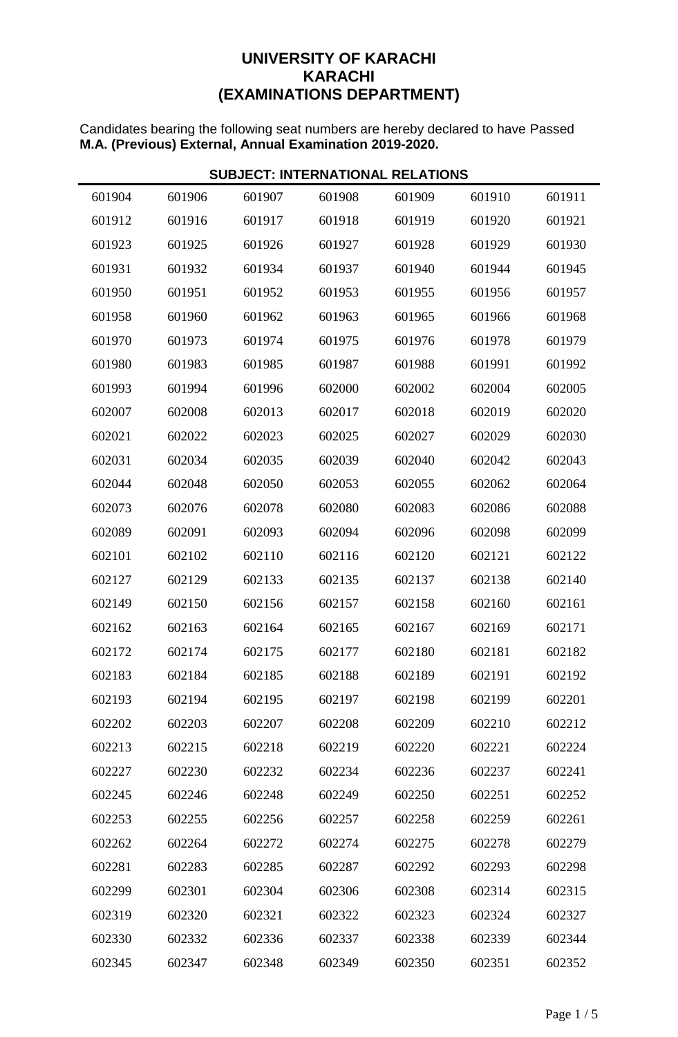**UNIVERSITY OF KARACHI**
**KARACHI**
**(EXAMINATIONS DEPARTMENT)**

Candidates bearing the following seat numbers are hereby declared to have Passed **M.A. (Previous) External, Annual Examination 2019-2020.**

**SUBJECT: INTERNATIONAL RELATIONS**

| | | | | | | |
|---|---|---|---|---|---|---|
| 601904 | 601906 | 601907 | 601908 | 601909 | 601910 | 601911 |
| 601912 | 601916 | 601917 | 601918 | 601919 | 601920 | 601921 |
| 601923 | 601925 | 601926 | 601927 | 601928 | 601929 | 601930 |
| 601931 | 601932 | 601934 | 601937 | 601940 | 601944 | 601945 |
| 601950 | 601951 | 601952 | 601953 | 601955 | 601956 | 601957 |
| 601958 | 601960 | 601962 | 601963 | 601965 | 601966 | 601968 |
| 601970 | 601973 | 601974 | 601975 | 601976 | 601978 | 601979 |
| 601980 | 601983 | 601985 | 601987 | 601988 | 601991 | 601992 |
| 601993 | 601994 | 601996 | 602000 | 602002 | 602004 | 602005 |
| 602007 | 602008 | 602013 | 602017 | 602018 | 602019 | 602020 |
| 602021 | 602022 | 602023 | 602025 | 602027 | 602029 | 602030 |
| 602031 | 602034 | 602035 | 602039 | 602040 | 602042 | 602043 |
| 602044 | 602048 | 602050 | 602053 | 602055 | 602062 | 602064 |
| 602073 | 602076 | 602078 | 602080 | 602083 | 602086 | 602088 |
| 602089 | 602091 | 602093 | 602094 | 602096 | 602098 | 602099 |
| 602101 | 602102 | 602110 | 602116 | 602120 | 602121 | 602122 |
| 602127 | 602129 | 602133 | 602135 | 602137 | 602138 | 602140 |
| 602149 | 602150 | 602156 | 602157 | 602158 | 602160 | 602161 |
| 602162 | 602163 | 602164 | 602165 | 602167 | 602169 | 602171 |
| 602172 | 602174 | 602175 | 602177 | 602180 | 602181 | 602182 |
| 602183 | 602184 | 602185 | 602188 | 602189 | 602191 | 602192 |
| 602193 | 602194 | 602195 | 602197 | 602198 | 602199 | 602201 |
| 602202 | 602203 | 602207 | 602208 | 602209 | 602210 | 602212 |
| 602213 | 602215 | 602218 | 602219 | 602220 | 602221 | 602224 |
| 602227 | 602230 | 602232 | 602234 | 602236 | 602237 | 602241 |
| 602245 | 602246 | 602248 | 602249 | 602250 | 602251 | 602252 |
| 602253 | 602255 | 602256 | 602257 | 602258 | 602259 | 602261 |
| 602262 | 602264 | 602272 | 602274 | 602275 | 602278 | 602279 |
| 602281 | 602283 | 602285 | 602287 | 602292 | 602293 | 602298 |
| 602299 | 602301 | 602304 | 602306 | 602308 | 602314 | 602315 |
| 602319 | 602320 | 602321 | 602322 | 602323 | 602324 | 602327 |
| 602330 | 602332 | 602336 | 602337 | 602338 | 602339 | 602344 |
| 602345 | 602347 | 602348 | 602349 | 602350 | 602351 | 602352 |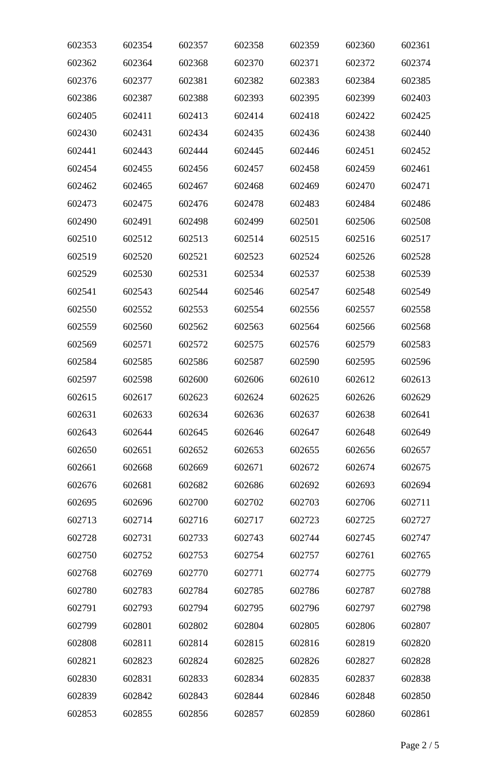| 602353 | 602354 | 602357 | 602358 | 602359 | 602360 | 602361 |
|---|---|---|---|---|---|---|
| 602362 | 602364 | 602368 | 602370 | 602371 | 602372 | 602374 |
| 602376 | 602377 | 602381 | 602382 | 602383 | 602384 | 602385 |
| 602386 | 602387 | 602388 | 602393 | 602395 | 602399 | 602403 |
| 602405 | 602411 | 602413 | 602414 | 602418 | 602422 | 602425 |
| 602430 | 602431 | 602434 | 602435 | 602436 | 602438 | 602440 |
| 602441 | 602443 | 602444 | 602445 | 602446 | 602451 | 602452 |
| 602454 | 602455 | 602456 | 602457 | 602458 | 602459 | 602461 |
| 602462 | 602465 | 602467 | 602468 | 602469 | 602470 | 602471 |
| 602473 | 602475 | 602476 | 602478 | 602483 | 602484 | 602486 |
| 602490 | 602491 | 602498 | 602499 | 602501 | 602506 | 602508 |
| 602510 | 602512 | 602513 | 602514 | 602515 | 602516 | 602517 |
| 602519 | 602520 | 602521 | 602523 | 602524 | 602526 | 602528 |
| 602529 | 602530 | 602531 | 602534 | 602537 | 602538 | 602539 |
| 602541 | 602543 | 602544 | 602546 | 602547 | 602548 | 602549 |
| 602550 | 602552 | 602553 | 602554 | 602556 | 602557 | 602558 |
| 602559 | 602560 | 602562 | 602563 | 602564 | 602566 | 602568 |
| 602569 | 602571 | 602572 | 602575 | 602576 | 602579 | 602583 |
| 602584 | 602585 | 602586 | 602587 | 602590 | 602595 | 602596 |
| 602597 | 602598 | 602600 | 602606 | 602610 | 602612 | 602613 |
| 602615 | 602617 | 602623 | 602624 | 602625 | 602626 | 602629 |
| 602631 | 602633 | 602634 | 602636 | 602637 | 602638 | 602641 |
| 602643 | 602644 | 602645 | 602646 | 602647 | 602648 | 602649 |
| 602650 | 602651 | 602652 | 602653 | 602655 | 602656 | 602657 |
| 602661 | 602668 | 602669 | 602671 | 602672 | 602674 | 602675 |
| 602676 | 602681 | 602682 | 602686 | 602692 | 602693 | 602694 |
| 602695 | 602696 | 602700 | 602702 | 602703 | 602706 | 602711 |
| 602713 | 602714 | 602716 | 602717 | 602723 | 602725 | 602727 |
| 602728 | 602731 | 602733 | 602743 | 602744 | 602745 | 602747 |
| 602750 | 602752 | 602753 | 602754 | 602757 | 602761 | 602765 |
| 602768 | 602769 | 602770 | 602771 | 602774 | 602775 | 602779 |
| 602780 | 602783 | 602784 | 602785 | 602786 | 602787 | 602788 |
| 602791 | 602793 | 602794 | 602795 | 602796 | 602797 | 602798 |
| 602799 | 602801 | 602802 | 602804 | 602805 | 602806 | 602807 |
| 602808 | 602811 | 602814 | 602815 | 602816 | 602819 | 602820 |
| 602821 | 602823 | 602824 | 602825 | 602826 | 602827 | 602828 |
| 602830 | 602831 | 602833 | 602834 | 602835 | 602837 | 602838 |
| 602839 | 602842 | 602843 | 602844 | 602846 | 602848 | 602850 |
| 602853 | 602855 | 602856 | 602857 | 602859 | 602860 | 602861 |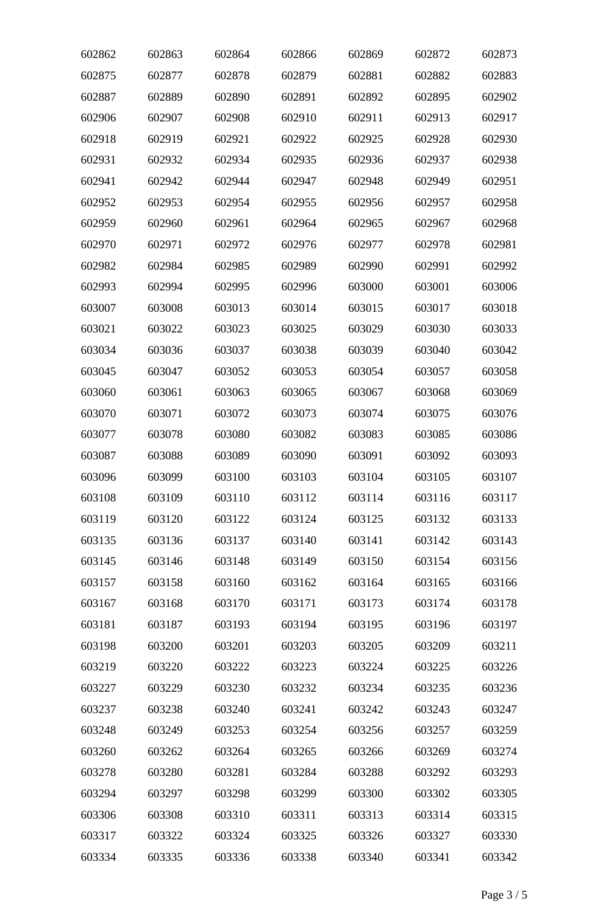| 602862 | 602863 | 602864 | 602866 | 602869 | 602872 | 602873 |
|---|---|---|---|---|---|---|
| 602875 | 602877 | 602878 | 602879 | 602881 | 602882 | 602883 |
| 602887 | 602889 | 602890 | 602891 | 602892 | 602895 | 602902 |
| 602906 | 602907 | 602908 | 602910 | 602911 | 602913 | 602917 |
| 602918 | 602919 | 602921 | 602922 | 602925 | 602928 | 602930 |
| 602931 | 602932 | 602934 | 602935 | 602936 | 602937 | 602938 |
| 602941 | 602942 | 602944 | 602947 | 602948 | 602949 | 602951 |
| 602952 | 602953 | 602954 | 602955 | 602956 | 602957 | 602958 |
| 602959 | 602960 | 602961 | 602964 | 602965 | 602967 | 602968 |
| 602970 | 602971 | 602972 | 602976 | 602977 | 602978 | 602981 |
| 602982 | 602984 | 602985 | 602989 | 602990 | 602991 | 602992 |
| 602993 | 602994 | 602995 | 602996 | 603000 | 603001 | 603006 |
| 603007 | 603008 | 603013 | 603014 | 603015 | 603017 | 603018 |
| 603021 | 603022 | 603023 | 603025 | 603029 | 603030 | 603033 |
| 603034 | 603036 | 603037 | 603038 | 603039 | 603040 | 603042 |
| 603045 | 603047 | 603052 | 603053 | 603054 | 603057 | 603058 |
| 603060 | 603061 | 603063 | 603065 | 603067 | 603068 | 603069 |
| 603070 | 603071 | 603072 | 603073 | 603074 | 603075 | 603076 |
| 603077 | 603078 | 603080 | 603082 | 603083 | 603085 | 603086 |
| 603087 | 603088 | 603089 | 603090 | 603091 | 603092 | 603093 |
| 603096 | 603099 | 603100 | 603103 | 603104 | 603105 | 603107 |
| 603108 | 603109 | 603110 | 603112 | 603114 | 603116 | 603117 |
| 603119 | 603120 | 603122 | 603124 | 603125 | 603132 | 603133 |
| 603135 | 603136 | 603137 | 603140 | 603141 | 603142 | 603143 |
| 603145 | 603146 | 603148 | 603149 | 603150 | 603154 | 603156 |
| 603157 | 603158 | 603160 | 603162 | 603164 | 603165 | 603166 |
| 603167 | 603168 | 603170 | 603171 | 603173 | 603174 | 603178 |
| 603181 | 603187 | 603193 | 603194 | 603195 | 603196 | 603197 |
| 603198 | 603200 | 603201 | 603203 | 603205 | 603209 | 603211 |
| 603219 | 603220 | 603222 | 603223 | 603224 | 603225 | 603226 |
| 603227 | 603229 | 603230 | 603232 | 603234 | 603235 | 603236 |
| 603237 | 603238 | 603240 | 603241 | 603242 | 603243 | 603247 |
| 603248 | 603249 | 603253 | 603254 | 603256 | 603257 | 603259 |
| 603260 | 603262 | 603264 | 603265 | 603266 | 603269 | 603274 |
| 603278 | 603280 | 603281 | 603284 | 603288 | 603292 | 603293 |
| 603294 | 603297 | 603298 | 603299 | 603300 | 603302 | 603305 |
| 603306 | 603308 | 603310 | 603311 | 603313 | 603314 | 603315 |
| 603317 | 603322 | 603324 | 603325 | 603326 | 603327 | 603330 |
| 603334 | 603335 | 603336 | 603338 | 603340 | 603341 | 603342 |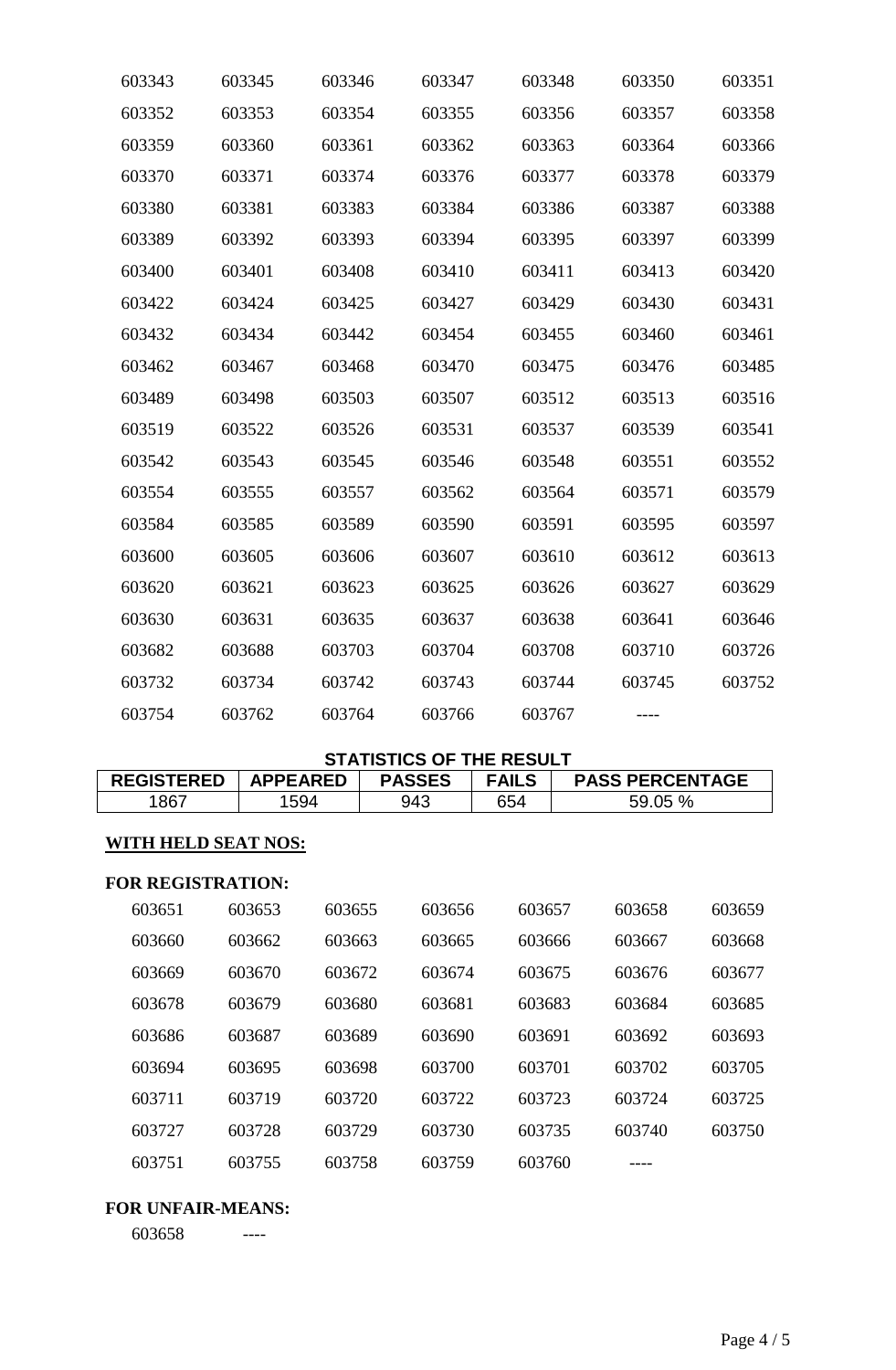| | | | | | | |
|---|---|---|---|---|---|---|
| 603343 | 603345 | 603346 | 603347 | 603348 | 603350 | 603351 |
| 603352 | 603353 | 603354 | 603355 | 603356 | 603357 | 603358 |
| 603359 | 603360 | 603361 | 603362 | 603363 | 603364 | 603366 |
| 603370 | 603371 | 603374 | 603376 | 603377 | 603378 | 603379 |
| 603380 | 603381 | 603383 | 603384 | 603386 | 603387 | 603388 |
| 603389 | 603392 | 603393 | 603394 | 603395 | 603397 | 603399 |
| 603400 | 603401 | 603408 | 603410 | 603411 | 603413 | 603420 |
| 603422 | 603424 | 603425 | 603427 | 603429 | 603430 | 603431 |
| 603432 | 603434 | 603442 | 603454 | 603455 | 603460 | 603461 |
| 603462 | 603467 | 603468 | 603470 | 603475 | 603476 | 603485 |
| 603489 | 603498 | 603503 | 603507 | 603512 | 603513 | 603516 |
| 603519 | 603522 | 603526 | 603531 | 603537 | 603539 | 603541 |
| 603542 | 603543 | 603545 | 603546 | 603548 | 603551 | 603552 |
| 603554 | 603555 | 603557 | 603562 | 603564 | 603571 | 603579 |
| 603584 | 603585 | 603589 | 603590 | 603591 | 603595 | 603597 |
| 603600 | 603605 | 603606 | 603607 | 603610 | 603612 | 603613 |
| 603620 | 603621 | 603623 | 603625 | 603626 | 603627 | 603629 |
| 603630 | 603631 | 603635 | 603637 | 603638 | 603641 | 603646 |
| 603682 | 603688 | 603703 | 603704 | 603708 | 603710 | 603726 |
| 603732 | 603734 | 603742 | 603743 | 603744 | 603745 | 603752 |
| 603754 | 603762 | 603764 | 603766 | 603767 | ---- | |

**STATISTICS OF THE RESULT**

| REGISTERED | APPEARED | PASSES | FAILS | PASS PERCENTAGE |
|---|---|---|---|---|
| 1867 | 1594 | 943 | 654 | 59.05 % |

**WITH HELD SEAT NOS:**

**FOR REGISTRATION:**

| | | | | | | |
|---|---|---|---|---|---|---|
| 603651 | 603653 | 603655 | 603656 | 603657 | 603658 | 603659 |
| 603660 | 603662 | 603663 | 603665 | 603666 | 603667 | 603668 |
| 603669 | 603670 | 603672 | 603674 | 603675 | 603676 | 603677 |
| 603678 | 603679 | 603680 | 603681 | 603683 | 603684 | 603685 |
| 603686 | 603687 | 603689 | 603690 | 603691 | 603692 | 603693 |
| 603694 | 603695 | 603698 | 603700 | 603701 | 603702 | 603705 |
| 603711 | 603719 | 603720 | 603722 | 603723 | 603724 | 603725 |
| 603727 | 603728 | 603729 | 603730 | 603735 | 603740 | 603750 |
| 603751 | 603755 | 603758 | 603759 | 603760 | ---- | |

**FOR UNFAIR-MEANS:**

603658 ----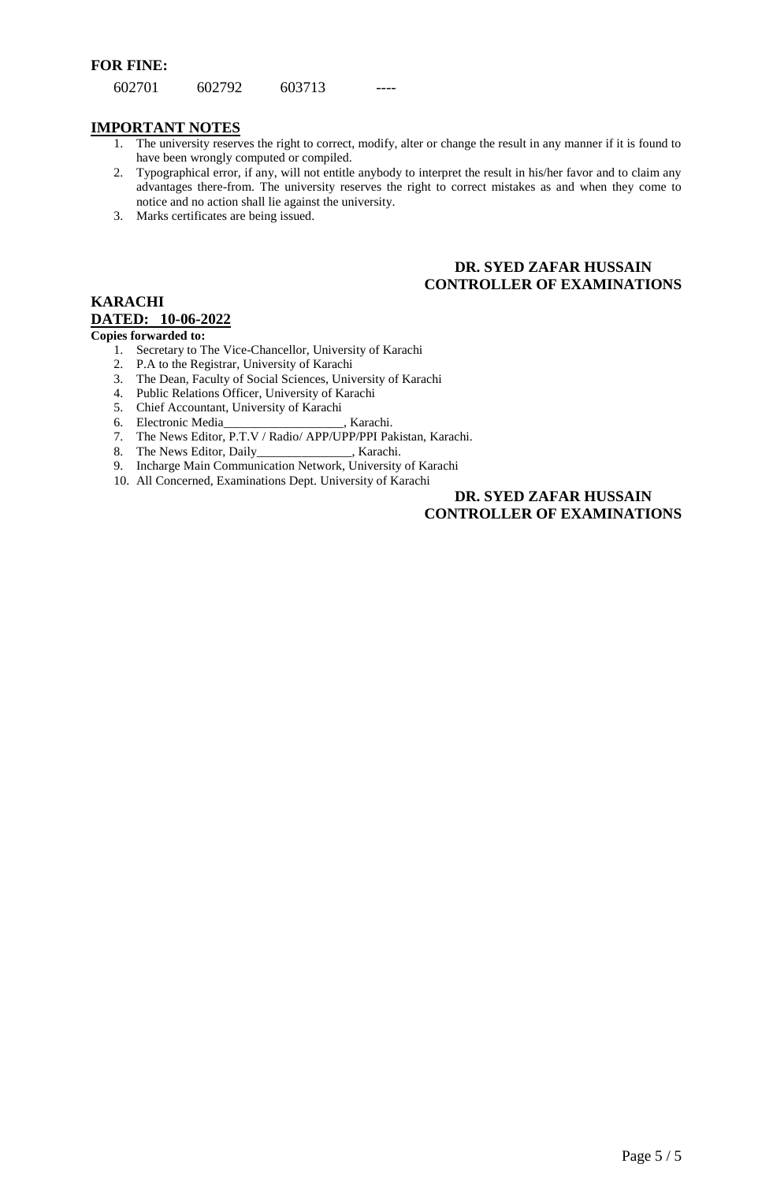**FOR FINE:**

602701 602792 603713 ----

**IMPORTANT NOTES**

1. The university reserves the right to correct, modify, alter or change the result in any manner if it is found to have been wrongly computed or compiled.
2. Typographical error, if any, will not entitle anybody to interpret the result in his/her favor and to claim any advantages there-from. The university reserves the right to correct mistakes as and when they come to notice and no action shall lie against the university.
3. Marks certificates are being issued.

**DR. SYED ZAFAR HUSSAIN**
**CONTROLLER OF EXAMINATIONS**

**KARACHI**
**DATED: 10-06-2022**

**Copies forwarded to:**

1. Secretary to The Vice-Chancellor, University of Karachi
2. P.A to the Registrar, University of Karachi
3. The Dean, Faculty of Social Sciences, University of Karachi
4. Public Relations Officer, University of Karachi
5. Chief Accountant, University of Karachi
6. Electronic Media___________________, Karachi.
7. The News Editor, P.T.V / Radio/ APP/UPP/PPI Pakistan, Karachi.
8. The News Editor, Daily_______________, Karachi.
9. Incharge Main Communication Network, University of Karachi
10. All Concerned, Examinations Dept. University of Karachi

**DR. SYED ZAFAR HUSSAIN**
**CONTROLLER OF EXAMINATIONS**